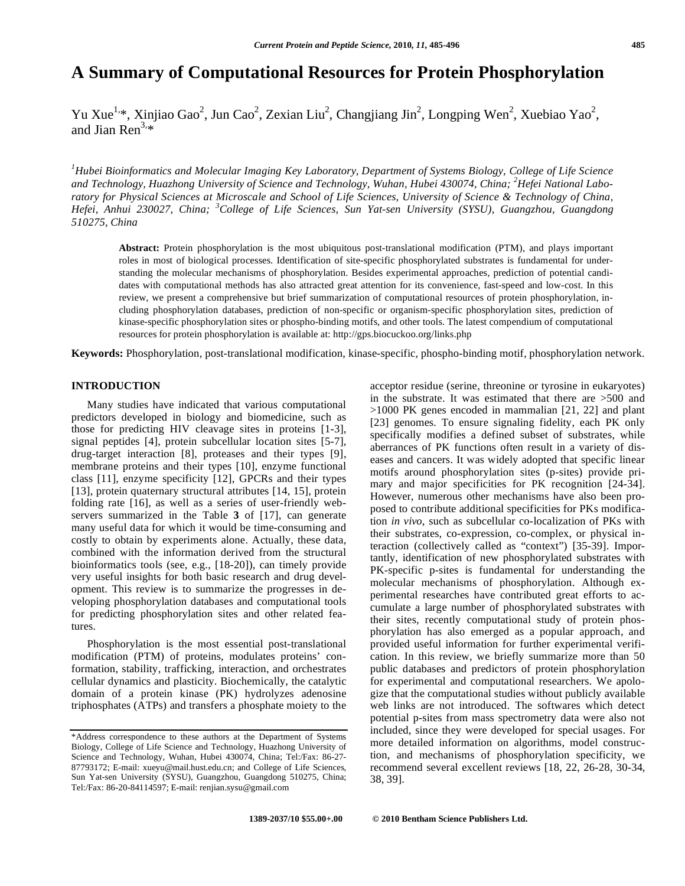# A Summary of Computational Resources for Protein Phosphorylation

Yu Xue[1,*], Xinjiao Gao[2], Jun Cao[2], Zexian Liu[2], Changjiang Jin[2], Longping Wen[2], Xuebiao Yao[2], and Jian Ren[3,*]

*[1]Hubei Bioinformatics and Molecular Imaging Key Laboratory, Department of Systems Biology, College of Life Science and Technology, Huazhong University of Science and Technology, Wuhan, Hubei 430074, China; [2]Hefei National Laboratory for Physical Sciences at Microscale and School of Life Sciences, University of Science & Technology of China, Hefei, Anhui 230027, China; [3]College of Life Sciences, Sun Yat-sen University (SYSU), Guangzhou, Guangdong 510275, China*

**Abstract:** Protein phosphorylation is the most ubiquitous post-translational modification (PTM), and plays important roles in most of biological processes. Identification of site-specific phosphorylated substrates is fundamental for understanding the molecular mechanisms of phosphorylation. Besides experimental approaches, prediction of potential candidates with computational methods has also attracted great attention for its convenience, fast-speed and low-cost. In this review, we present a comprehensive but brief summarization of computational resources of protein phosphorylation, including phosphorylation databases, prediction of non-specific or organism-specific phosphorylation sites, prediction of kinase-specific phosphorylation sites or phospho-binding motifs, and other tools. The latest compendium of computational resources for protein phosphorylation is available at: http://gps.biocuckoo.org/links.php

**Keywords:** Phosphorylation, post-translational modification, kinase-specific, phospho-binding motif, phosphorylation network.

## INTRODUCTION

Many studies have indicated that various computational predictors developed in biology and biomedicine, such as those for predicting HIV cleavage sites in proteins [1-3], signal peptides [4], protein subcellular location sites [5-7], drug-target interaction [8], proteases and their types [9], membrane proteins and their types [10], enzyme functional class [11], enzyme specificity [12], GPCRs and their types [13], protein quaternary structural attributes [14, 15], protein folding rate [16], as well as a series of user-friendly web-servers summarized in the Table **3** of [17], can generate many useful data for which it would be time-consuming and costly to obtain by experiments alone. Actually, these data, combined with the information derived from the structural bioinformatics tools (see, e.g., [18-20]), can timely provide very useful insights for both basic research and drug development. This review is to summarize the progresses in developing phosphorylation databases and computational tools for predicting phosphorylation sites and other related features.

Phosphorylation is the most essential post-translational modification (PTM) of proteins, modulates proteins' conformation, stability, trafficking, interaction, and orchestrates cellular dynamics and plasticity. Biochemically, the catalytic domain of a protein kinase (PK) hydrolyzes adenosine triphosphates (ATPs) and transfers a phosphate moiety to the acceptor residue (serine, threonine or tyrosine in eukaryotes) in the substrate. It was estimated that there are >500 and >1000 PK genes encoded in mammalian [21, 22] and plant [23] genomes. To ensure signaling fidelity, each PK only specifically modifies a defined subset of substrates, while aberrances of PK functions often result in a variety of diseases and cancers. It was widely adopted that specific linear motifs around phosphorylation sites (p-sites) provide primary and major specificities for PK recognition [24-34]. However, numerous other mechanisms have also been proposed to contribute additional specificities for PKs modification *in vivo*, such as subcellular co-localization of PKs with their substrates, co-expression, co-complex, or physical interaction (collectively called as "context") [35-39]. Importantly, identification of new phosphorylated substrates with PK-specific p-sites is fundamental for understanding the molecular mechanisms of phosphorylation. Although experimental researches have contributed great efforts to accumulate a large number of phosphorylated substrates with their sites, recently computational study of protein phosphorylation has also emerged as a popular approach, and provided useful information for further experimental verification. In this review, we briefly summarize more than 50 public databases and predictors of protein phosphorylation for experimental and computational researchers. We apologize that the computational studies without publicly available web links are not introduced. The softwares which detect potential p-sites from mass spectrometry data were also not included, since they were developed for special usages. For more detailed information on algorithms, model construction, and mechanisms of phosphorylation specificity, we recommend several excellent reviews [18, 22, 26-28, 30-34, 38, 39].

*Address correspondence to these authors at the Department of Systems Biology, College of Life Science and Technology, Huazhong University of Science and Technology, Wuhan, Hubei 430074, China; Tel:/Fax: 86-27-87793172; E-mail: xueyu@mail.hust.edu.cn; and College of Life Sciences, Sun Yat-sen University (SYSU), Guangzhou, Guangdong 510275, China; Tel:/Fax: 86-20-84114597; E-mail: renjian.sysu@gmail.com

1389-2037/10 $55.00+.00 © 2010 Bentham Science Publishers Ltd.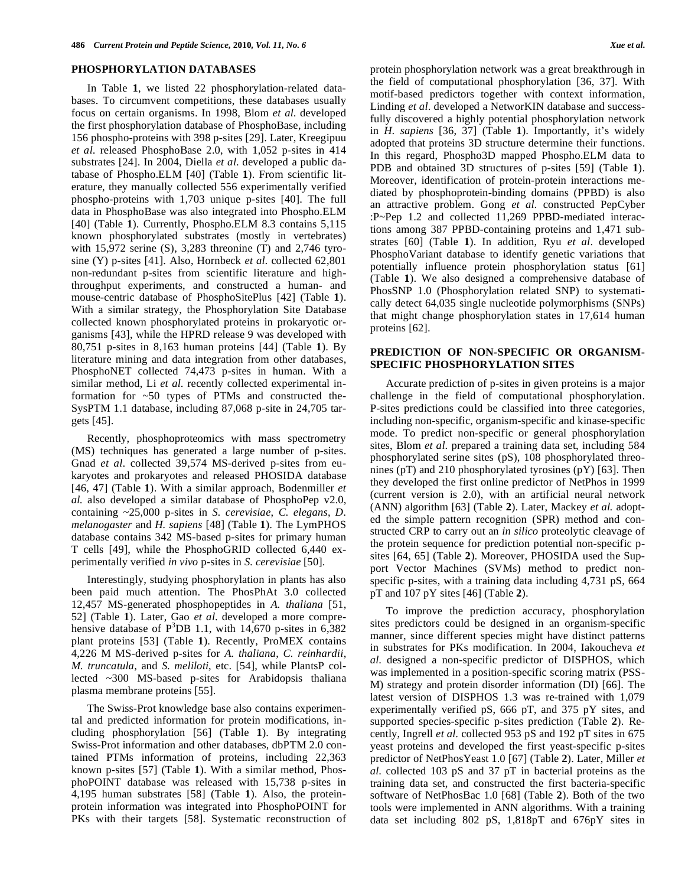## PHOSPHORYLATION DATABASES

In Table **1**, we listed 22 phosphorylation-related databases. To circumvent competitions, these databases usually focus on certain organisms. In 1998, Blom *et al.* developed the first phosphorylation database of PhosphoBase, including 156 phospho-proteins with 398 p-sites [29]. Later, Kreegipuu *et al.* released PhosphoBase 2.0, with 1,052 p-sites in 414 substrates [24]. In 2004, Diella *et al.* developed a public database of Phospho.ELM [40] (Table **1**). From scientific literature, they manually collected 556 experimentally verified phospho-proteins with 1,703 unique p-sites [40]. The full data in PhosphoBase was also integrated into Phospho.ELM [40] (Table **1**). Currently, Phospho.ELM 8.3 contains 5,115 known phosphorylated substrates (mostly in vertebrates) with 15,972 serine (S), 3,283 threonine (T) and 2,746 tyrosine (Y) p-sites [41]. Also, Hornbeck *et al.* collected 62,801 non-redundant p-sites from scientific literature and high-throughput experiments, and constructed a human- and mouse-centric database of PhosphoSitePlus [42] (Table **1**). With a similar strategy, the Phosphorylation Site Database collected known phosphorylated proteins in prokaryotic organisms [43], while the HPRD release 9 was developed with 80,751 p-sites in 8,163 human proteins [44] (Table **1**). By literature mining and data integration from other databases, PhosphoNET collected 74,473 p-sites in human. With a similar method, Li *et al.* recently collected experimental information for ~50 types of PTMs and constructed the SysPTM 1.1 database, including 87,068 p-site in 24,705 targets [45].

Recently, phosphoproteomics with mass spectrometry (MS) techniques has generated a large number of p-sites. Gnad *et al.* collected 39,574 MS-derived p-sites from eukaryotes and prokaryotes and released PHOSIDA database [46, 47] (Table **1**). With a similar approach, Bodenmiller *et al.* also developed a similar database of PhosphoPep v2.0, containing ~25,000 p-sites in *S. cerevisiae*, *C. elegans*, *D. melanogaster* and *H. sapiens* [48] (Table **1**). The LymPHOS database contains 342 MS-based p-sites for primary human T cells [49], while the PhosphoGRID collected 6,440 experimentally verified *in vivo* p-sites in *S. cerevisiae* [50].

Interestingly, studying phosphorylation in plants has also been paid much attention. The PhosPhAt 3.0 collected 12,457 MS-generated phosphopeptides in *A. thaliana* [51, 52] (Table **1**). Later, Gao *et al.* developed a more comprehensive database of $P^3$DB 1.1, with 14,670 p-sites in 6,382 plant proteins [53] (Table **1**). Recently, ProMEX contains 4,226 M MS-derived p-sites for *A. thaliana*, *C. reinhardii*, *M. truncatula*, and *S. meliloti*, etc. [54], while PlantsP collected ~300 MS-based p-sites for Arabidopsis thaliana plasma membrane proteins [55].

The Swiss-Prot knowledge base also contains experimental and predicted information for protein modifications, including phosphorylation [56] (Table **1**). By integrating Swiss-Prot information and other databases, dbPTM 2.0 contained PTMs information of proteins, including 22,363 known p-sites [57] (Table **1**). With a similar method, PhosphoPOINT database was released with 15,738 p-sites in 4,195 human substrates [58] (Table **1**). Also, the protein-protein information was integrated into PhosphoPOINT for PKs with their targets [58]. Systematic reconstruction of protein phosphorylation network was a great breakthrough in the field of computational phosphorylation [36, 37]. With motif-based predictors together with context information, Linding *et al.* developed a NetworKIN database and successfully discovered a highly potential phosphorylation network in *H. sapiens* [36, 37] (Table **1**). Importantly, it's widely adopted that proteins 3D structure determine their functions. In this regard, Phospho3D mapped Phospho.ELM data to PDB and obtained 3D structures of p-sites [59] (Table **1**). Moreover, identification of protein-protein interactions mediated by phosphoprotein-binding domains (PPBD) is also an attractive problem. Gong *et al.* constructed PepCyber :P~Pep 1.2 and collected 11,269 PPBD-mediated interactions among 387 PPBD-containing proteins and 1,471 substrates [60] (Table **1**). In addition, Ryu *et al.* developed PhosphoVariant database to identify genetic variations that potentially influence protein phosphorylation status [61] (Table **1**). We also designed a comprehensive database of PhosSNP 1.0 (Phosphorylation related SNP) to systematically detect 64,035 single nucleotide polymorphisms (SNPs) that might change phosphorylation states in 17,614 human proteins [62].

## PREDICTION OF NON-SPECIFIC OR ORGANISM-SPECIFIC PHOSPHORYLATION SITES

Accurate prediction of p-sites in given proteins is a major challenge in the field of computational phosphorylation. P-sites predictions could be classified into three categories, including non-specific, organism-specific and kinase-specific mode. To predict non-specific or general phosphorylation sites, Blom *et al.* prepared a training data set, including 584 phosphorylated serine sites (pS), 108 phosphorylated threonines (pT) and 210 phosphorylated tyrosines (pY) [63]. Then they developed the first online predictor of NetPhos in 1999 (current version is 2.0), with an artificial neural network (ANN) algorithm [63] (Table **2**). Later, Mackey *et al.* adopted the simple pattern recognition (SPR) method and constructed CRP to carry out an *in silico* proteolytic cleavage of the protein sequence for prediction potential non-specific p-sites [64, 65] (Table **2**). Moreover, PHOSIDA used the Support Vector Machines (SVMs) method to predict non-specific p-sites, with a training data including 4,731 pS, 664 pT and 107 pY sites [46] (Table **2**).

To improve the prediction accuracy, phosphorylation sites predictors could be designed in an organism-specific manner, since different species might have distinct patterns in substrates for PKs modification. In 2004, Iakoucheva *et al.* designed a non-specific predictor of DISPHOS, which was implemented in a position-specific scoring matrix (PSSM) strategy and protein disorder information (DI) [66]. The latest version of DISPHOS 1.3 was re-trained with 1,079 experimentally verified pS, 666 pT, and 375 pY sites, and supported species-specific p-sites prediction (Table **2**). Recently, Ingrell *et al.* collected 953 pS and 192 pT sites in 675 yeast proteins and developed the first yeast-specific p-sites predictor of NetPhosYeast 1.0 [67] (Table **2**). Later, Miller *et al.* collected 103 pS and 37 pT in bacterial proteins as the training data set, and constructed the first bacteria-specific software of NetPhosBac 1.0 [68] (Table **2**). Both of the two tools were implemented in ANN algorithms. With a training data set including 802 pS, 1,818pT and 676pY sites in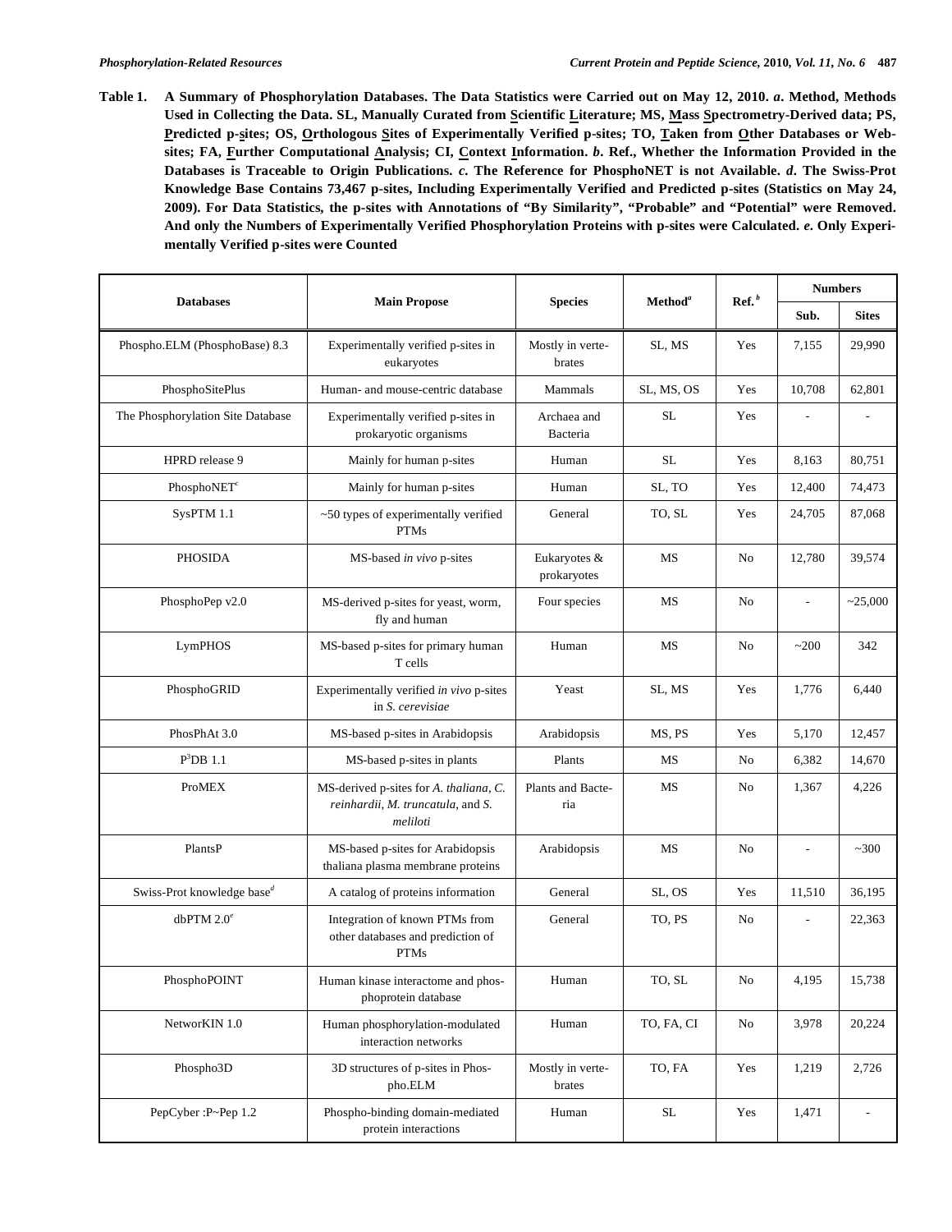**Table 1. A Summary of Phosphorylation Databases. The Data Statistics were Carried out on May 12, 2010. *a*. Method, Methods Used in Collecting the Data. SL, Manually Curated from Scientific Literature; MS, Mass Spectrometry-Derived data; PS, Predicted p-sites; OS, Orthologous Sites of Experimentally Verified p-sites; TO, Taken from Other Databases or Websites; FA, Further Computational Analysis; CI, Context Information. *b*. Ref., Whether the Information Provided in the Databases is Traceable to Origin Publications. *c*. The Reference for PhosphoNET is not Available. *d*. The Swiss-Prot Knowledge Base Contains 73,467 p-sites, Including Experimentally Verified and Predicted p-sites (Statistics on May 24, 2009). For Data Statistics, the p-sites with Annotations of "By Similarity", "Probable" and "Potential" were Removed. And only the Numbers of Experimentally Verified Phosphorylation Proteins with p-sites were Calculated. *e*. Only Experimentally Verified p-sites were Counted**

| Databases | Main Propose | Species | Method[a] | Ref.[b] | Numbers | |
|---|---|---|---|---|---|---|
| | | | | | Sub. | Sites |
| Phospho.ELM (PhosphoBase) 8.3 | Experimentally verified p-sites in eukaryotes | Mostly in vertebrates | SL, MS | Yes | 7,155 | 29,990 |
| PhosphoSitePlus | Human- and mouse-centric database | Mammals | SL, MS, OS | Yes | 10,708 | 62,801 |
| The Phosphorylation Site Database | Experimentally verified p-sites in prokaryotic organisms | Archaea and Bacteria | SL | Yes | - | - |
| HPRD release 9 | Mainly for human p-sites | Human | SL | Yes | 8,163 | 80,751 |
| PhosphoNET[c] | Mainly for human p-sites | Human | SL, TO | Yes | 12,400 | 74,473 |
| SysPTM 1.1 | ~50 types of experimentally verified PTMs | General | TO, SL | Yes | 24,705 | 87,068 |
| PHOSIDA | MS-based *in vivo* p-sites | Eukaryotes & prokaryotes | MS | No | 12,780 | 39,574 |
| PhosphoPep v2.0 | MS-derived p-sites for yeast, worm, fly and human | Four species | MS | No | - | ~25,000 |
| LymPHOS | MS-based p-sites for primary human T cells | Human | MS | No | ~200 | 342 |
| PhosphoGRID | Experimentally verified *in vivo* p-sites in *S. cerevisiae* | Yeast | SL, MS | Yes | 1,776 | 6,440 |
| PhosPhAt 3.0 | MS-based p-sites in Arabidopsis | Arabidopsis | MS, PS | Yes | 5,170 | 12,457 |
| $P^3$DB 1.1 | MS-based p-sites in plants | Plants | MS | No | 6,382 | 14,670 |
| ProMEX | MS-derived p-sites for *A. thaliana*, *C. reinhardii*, *M. truncatula*, and *S. meliloti* | Plants and Bacteria | MS | No | 1,367 | 4,226 |
| PlantsP | MS-based p-sites for Arabidopsis thaliana plasma membrane proteins | Arabidopsis | MS | No | - | ~300 |
| Swiss-Prot knowledge base[d] | A catalog of proteins information | General | SL, OS | Yes | 11,510 | 36,195 |
| dbPTM 2.0[e] | Integration of known PTMs from other databases and prediction of PTMs | General | TO, PS | No | - | 22,363 |
| PhosphoPOINT | Human kinase interactome and phosphoprotein database | Human | TO, SL | No | 4,195 | 15,738 |
| NetworKIN 1.0 | Human phosphorylation-modulated interaction networks | Human | TO, FA, CI | No | 3,978 | 20,224 |
| Phospho3D | 3D structures of p-sites in Phospho.ELM | Mostly in vertebrates | TO, FA | Yes | 1,219 | 2,726 |
| PepCyber :P~Pep 1.2 | Phospho-binding domain-mediated protein interactions | Human | SL | Yes | 1,471 | - |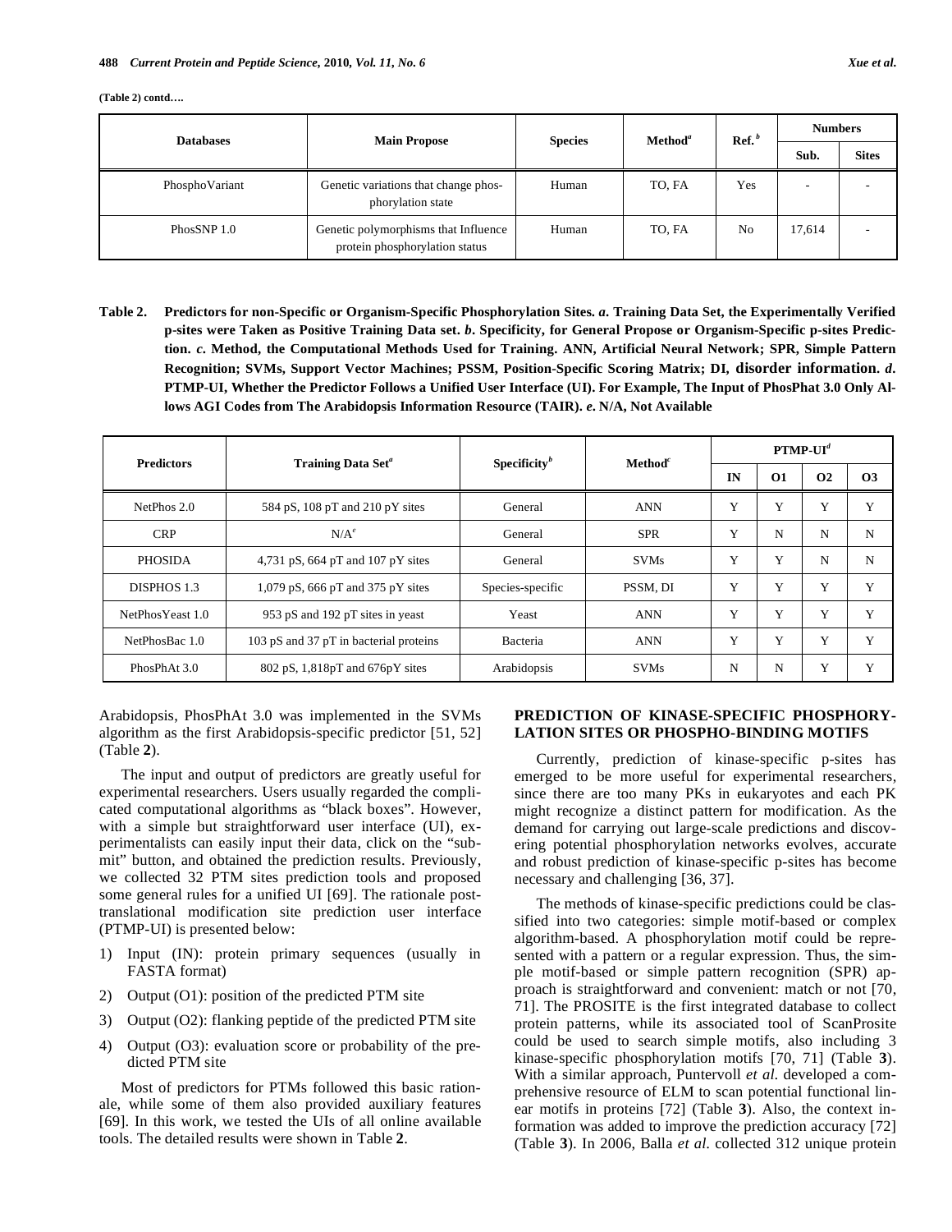(Table 2) contd….

| Databases | Main Propose | Species | Method[a] | Ref.[b] | Numbers | |
|---|---|---|---|---|---|---|
| | | | | | Sub. | Sites |
| PhosphoVariant | Genetic variations that change phosphorylation state | Human | TO, FA | Yes | - | - |
| PhosSNP 1.0 | Genetic polymorphisms that Influence protein phosphorylation status | Human | TO, FA | No | 17,614 | - |

**Table 2. Predictors for non-Specific or Organism-Specific Phosphorylation Sites. *a*. Training Data Set, the Experimentally Verified p-sites were Taken as Positive Training Data set. *b*. Specificity, for General Propose or Organism-Specific p-sites Prediction. *c*. Method, the Computational Methods Used for Training. ANN, Artificial Neural Network; SPR, Simple Pattern Recognition; SVMs, Support Vector Machines; PSSM, Position-Specific Scoring Matrix; DI, disorder information. *d*. PTMP-UI, Whether the Predictor Follows a Unified User Interface (UI). For Example, The Input of PhosPhat 3.0 Only Allows AGI Codes from The Arabidopsis Information Resource (TAIR). *e*. N/A, Not Available**

| Predictors | Training Data Set[a] | Specificity[b] | Method[c] | PTMP-UI[d] | | | |
|---|---|---|---|---|---|---|---|
| | | | | IN | O1 | O2 | O3 |
| NetPhos 2.0 | 584 pS, 108 pT and 210 pY sites | General | ANN | Y | Y | Y | Y |
| CRP | N/A[e] | General | SPR | Y | N | N | N |
| PHOSIDA | 4,731 pS, 664 pT and 107 pY sites | General | SVMs | Y | Y | N | N |
| DISPHOS 1.3 | 1,079 pS, 666 pT and 375 pY sites | Species-specific | PSSM, DI | Y | Y | Y | Y |
| NetPhosYeast 1.0 | 953 pS and 192 pT sites in yeast | Yeast | ANN | Y | Y | Y | Y |
| NetPhosBac 1.0 | 103 pS and 37 pT in bacterial proteins | Bacteria | ANN | Y | Y | Y | Y |
| PhosPhAt 3.0 | 802 pS, 1,818pT and 676pY sites | Arabidopsis | SVMs | N | N | Y | Y |

Arabidopsis, PhosPhAt 3.0 was implemented in the SVMs algorithm as the first Arabidopsis-specific predictor [51, 52] (Table **2**).

The input and output of predictors are greatly useful for experimental researchers. Users usually regarded the complicated computational algorithms as "black boxes". However, with a simple but straightforward user interface (UI), experimentalists can easily input their data, click on the "submit" button, and obtained the prediction results. Previously, we collected 32 PTM sites prediction tools and proposed some general rules for a unified UI [69]. The rationale post-translational modification site prediction user interface (PTMP-UI) is presented below:

1) Input (IN): protein primary sequences (usually in FASTA format)
2) Output (O1): position of the predicted PTM site
3) Output (O2): flanking peptide of the predicted PTM site
4) Output (O3): evaluation score or probability of the predicted PTM site

Most of predictors for PTMs followed this basic rationale, while some of them also provided auxiliary features [69]. In this work, we tested the UIs of all online available tools. The detailed results were shown in Table **2**.

## PREDICTION OF KINASE-SPECIFIC PHOSPHORYLATION SITES OR PHOSPHO-BINDING MOTIFS

Currently, prediction of kinase-specific p-sites has emerged to be more useful for experimental researchers, since there are too many PKs in eukaryotes and each PK might recognize a distinct pattern for modification. As the demand for carrying out large-scale predictions and discovering potential phosphorylation networks evolves, accurate and robust prediction of kinase-specific p-sites has become necessary and challenging [36, 37].

The methods of kinase-specific predictions could be classified into two categories: simple motif-based or complex algorithm-based. A phosphorylation motif could be represented with a pattern or a regular expression. Thus, the simple motif-based or simple pattern recognition (SPR) approach is straightforward and convenient: match or not [70, 71]. The PROSITE is the first integrated database to collect protein patterns, while its associated tool of ScanProsite could be used to search simple motifs, also including 3 kinase-specific phosphorylation motifs [70, 71] (Table **3**). With a similar approach, Puntervoll *et al*. developed a comprehensive resource of ELM to scan potential functional linear motifs in proteins [72] (Table **3**). Also, the context information was added to improve the prediction accuracy [72] (Table **3**). In 2006, Balla *et al*. collected 312 unique protein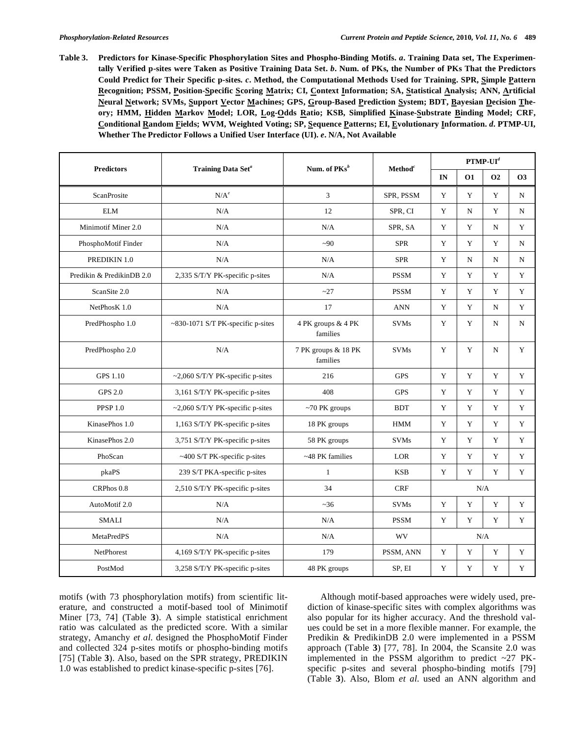**Table 3. Predictors for Kinase-Specific Phosphorylation Sites and Phospho-Binding Motifs.** ***a*****. Training Data set, The Experimentally Verified p-sites were Taken as Positive Training Data Set.** ***b*****. Num. of PKs, the Number of PKs That the Predictors Could Predict for Their Specific p-sites.** ***c*****. Method, the Computational Methods Used for Training. SPR, Simple Pattern Recognition; PSSM, Position-Specific Scoring Matrix; CI, Context Information; SA, Statistical Analysis; ANN, Artificial Neural Network; SVMs, Support Vector Machines; GPS, Group-Based Prediction System; BDT, Bayesian Decision Theory; HMM, Hidden Markov Model; LOR, Log-Odds Ratio; KSB, Simplified Kinase-Substrate Binding Model; CRF, Conditional Random Fields; WVM, Weighted Voting; SP, Sequence Patterns; EI, Evolutionary Information.** ***d*****. PTMP-UI, Whether The Predictor Follows a Unified User Interface (UI).** ***e*****. N/A, Not Available**

| Predictors | Training Data Set[a] | Num. of PKs[b] | Method[c] | PTMP-UI[d] | | | |
|---|---|---|---|---|---|---|---|
| | | | | IN | O1 | O2 | O3 |
| ScanProsite | N/A[e] | 3 | SPR, PSSM | Y | Y | Y | N |
| ELM | N/A | 12 | SPR, CI | Y | N | Y | N |
| Minimotif Miner 2.0 | N/A | N/A | SPR, SA | Y | Y | N | Y |
| PhosphoMotif Finder | N/A | ~90 | SPR | Y | Y | Y | N |
| PREDIKIN 1.0 | N/A | N/A | SPR | Y | N | N | N |
| Predikin & PredikinDB 2.0 | 2,335 S/T/Y PK-specific p-sites | N/A | PSSM | Y | Y | Y | Y |
| ScanSite 2.0 | N/A | ~27 | PSSM | Y | Y | Y | Y |
| NetPhosK 1.0 | N/A | 17 | ANN | Y | Y | N | Y |
| PredPhospho 1.0 | ~830-1071 S/T PK-specific p-sites | 4 PK groups & 4 PK families | SVMs | Y | Y | N | N |
| PredPhospho 2.0 | N/A | 7 PK groups & 18 PK families | SVMs | Y | Y | N | Y |
| GPS 1.10 | ~2,060 S/T/Y PK-specific p-sites | 216 | GPS | Y | Y | Y | Y |
| GPS 2.0 | 3,161 S/T/Y PK-specific p-sites | 408 | GPS | Y | Y | Y | Y |
| PPSP 1.0 | ~2,060 S/T/Y PK-specific p-sites | ~70 PK groups | BDT | Y | Y | Y | Y |
| KinasePhos 1.0 | 1,163 S/T/Y PK-specific p-sites | 18 PK groups | HMM | Y | Y | Y | Y |
| KinasePhos 2.0 | 3,751 S/T/Y PK-specific p-sites | 58 PK groups | SVMs | Y | Y | Y | Y |
| PhoScan | ~400 S/T PK-specific p-sites | ~48 PK families | LOR | Y | Y | Y | Y |
| pkaPS | 239 S/T PKA-specific p-sites | 1 | KSB | Y | Y | Y | Y |
| CRPhos 0.8 | 2,510 S/T/Y PK-specific p-sites | 34 | CRF | N/A | | | |
| AutoMotif 2.0 | N/A | ~36 | SVMs | Y | Y | Y | Y |
| SMALI | N/A | N/A | PSSM | Y | Y | Y | Y |
| MetaPredPS | N/A | N/A | WV | N/A | | | |
| NetPhorest | 4,169 S/T/Y PK-specific p-sites | 179 | PSSM, ANN | Y | Y | Y | Y |
| PostMod | 3,258 S/T/Y PK-specific p-sites | 48 PK groups | SP, EI | Y | Y | Y | Y |

motifs (with 73 phosphorylation motifs) from scientific literature, and constructed a motif-based tool of Minimotif Miner [73, 74] (Table **3**). A simple statistical enrichment ratio was calculated as the predicted score. With a similar strategy, Amanchy *et al.* designed the PhosphoMotif Finder and collected 324 p-sites motifs or phospho-binding motifs [75] (Table **3**). Also, based on the SPR strategy, PREDIKIN 1.0 was established to predict kinase-specific p-sites [76].

Although motif-based approaches were widely used, prediction of kinase-specific sites with complex algorithms was also popular for its higher accuracy. And the threshold values could be set in a more flexible manner. For example, the Predikin & PredikinDB 2.0 were implemented in a PSSM approach (Table **3**) [77, 78]. In 2004, the Scansite 2.0 was implemented in the PSSM algorithm to predict ~27 PK-specific p-sites and several phospho-binding motifs [79] (Table **3**). Also, Blom *et al.* used an ANN algorithm and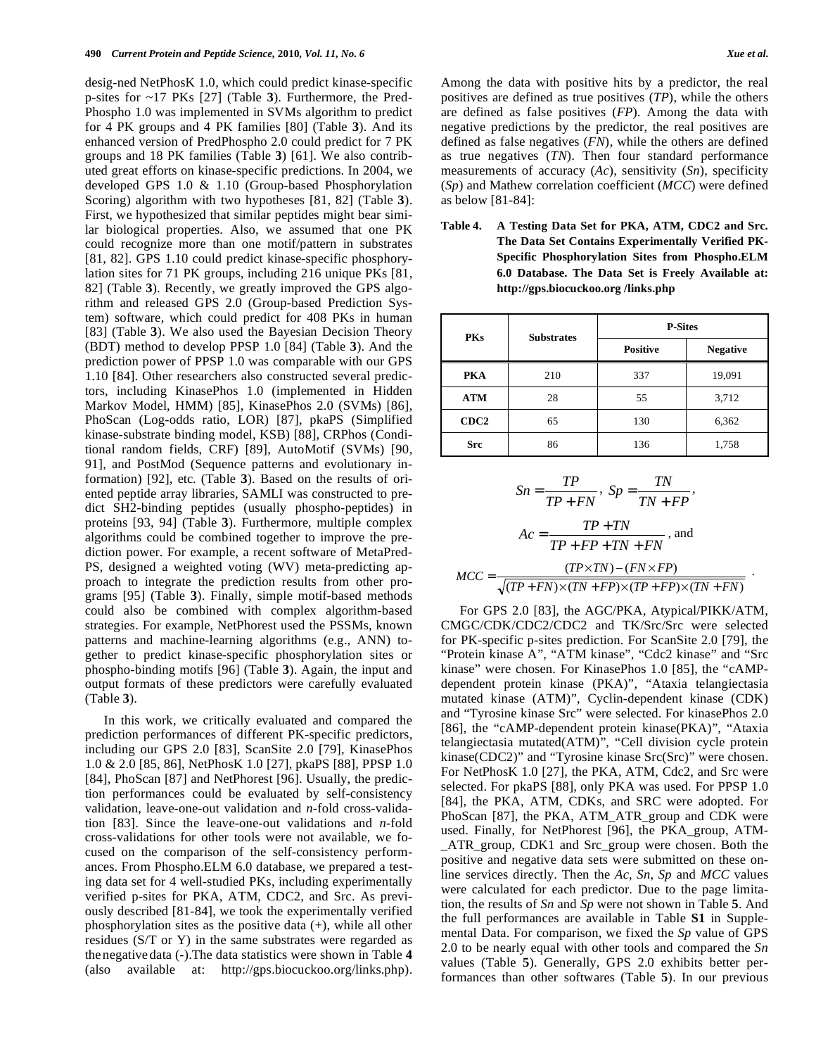desig-ned NetPhosK 1.0, which could predict kinase-specific p-sites for ~17 PKs [27] (Table **3**). Furthermore, the Pred-Phospho 1.0 was implemented in SVMs algorithm to predict for 4 PK groups and 4 PK families [80] (Table **3**). And its enhanced version of PredPhospho 2.0 could predict for 7 PK groups and 18 PK families (Table **3**) [61]. We also contributed great efforts on kinase-specific predictions. In 2004, we developed GPS 1.0 & 1.10 (Group-based Phosphorylation Scoring) algorithm with two hypotheses [81, 82] (Table **3**). First, we hypothesized that similar peptides might bear similar biological properties. Also, we assumed that one PK could recognize more than one motif/pattern in substrates [81, 82]. GPS 1.10 could predict kinase-specific phosphorylation sites for 71 PK groups, including 216 unique PKs [81, 82] (Table **3**). Recently, we greatly improved the GPS algorithm and released GPS 2.0 (Group-based Prediction System) software, which could predict for 408 PKs in human [83] (Table **3**). We also used the Bayesian Decision Theory (BDT) method to develop PPSP 1.0 [84] (Table **3**). And the prediction power of PPSP 1.0 was comparable with our GPS 1.10 [84]. Other researchers also constructed several predictors, including KinasePhos 1.0 (implemented in Hidden Markov Model, HMM) [85], KinasePhos 2.0 (SVMs) [86], PhoScan (Log-odds ratio, LOR) [87], pkaPS (Simplified kinase-substrate binding model, KSB) [88], CRPhos (Conditional random fields, CRF) [89], AutoMotif (SVMs) [90, 91], and PostMod (Sequence patterns and evolutionary information) [92], etc. (Table **3**). Based on the results of oriented peptide array libraries, SAMLI was constructed to predict SH2-binding peptides (usually phospho-peptides) in proteins [93, 94] (Table **3**). Furthermore, multiple complex algorithms could be combined together to improve the prediction power. For example, a recent software of MetaPred-PS, designed a weighted voting (WV) meta-predicting approach to integrate the prediction results from other programs [95] (Table **3**). Finally, simple motif-based methods could also be combined with complex algorithm-based strategies. For example, NetPhorest used the PSSMs, known patterns and machine-learning algorithms (e.g., ANN) together to predict kinase-specific phosphorylation sites or phospho-binding motifs [96] (Table **3**). Again, the input and output formats of these predictors were carefully evaluated (Table **3**).

In this work, we critically evaluated and compared the prediction performances of different PK-specific predictors, including our GPS 2.0 [83], ScanSite 2.0 [79], KinasePhos 1.0 & 2.0 [85, 86], NetPhosK 1.0 [27], pkaPS [88], PPSP 1.0 [84], PhoScan [87] and NetPhorest [96]. Usually, the prediction performances could be evaluated by self-consistency validation, leave-one-out validation and *n*-fold cross-validation [83]. Since the leave-one-out validations and *n*-fold cross-validations for other tools were not available, we focused on the comparison of the self-consistency performances. From Phospho.ELM 6.0 database, we prepared a testing data set for 4 well-studied PKs, including experimentally verified p-sites for PKA, ATM, CDC2, and Src. As previously described [81-84], we took the experimentally verified phosphorylation sites as the positive data (+), while all other residues (S/T or Y) in the same substrates were regarded as the negative data (-). The data statistics were shown in Table **4** (also available at: http://gps.biocuckoo.org/links.php). Among the data with positive hits by a predictor, the real positives are defined as true positives (*TP*), while the others are defined as false positives (*FP*). Among the data with negative predictions by the predictor, the real positives are defined as false negatives (*FN*), while the others are defined as true negatives (*TN*). Then four standard performance measurements of accuracy (*Ac*), sensitivity (*Sn*), specificity (*Sp*) and Mathew correlation coefficient (*MCC*) were defined as below [81-84]:

**Table 4. A Testing Data Set for PKA, ATM, CDC2 and Src. The Data Set Contains Experimentally Verified PK-Specific Phosphorylation Sites from Phospho.ELM 6.0 Database. The Data Set is Freely Available at: http://gps.biocuckoo.org /links.php**

| PKs | Substrates | P-Sites | |
|---|---|---|---|
| | | Positive | Negative |
| **PKA** | 210 | 337 | 19,091 |
| **ATM** | 28 | 55 | 3,712 |
| **CDC2** | 65 | 130 | 6,362 |
| **Src** | 86 | 136 | 1,758 |

$$Sn = \frac{TP}{TP + FN},\ Sp = \frac{TN}{TN + FP},$$

$$Ac = \frac{TP + TN}{TP + FP + TN + FN}, \text{ and}$$

$$MCC = \frac{(TP \times TN) - (FN \times FP)}{\sqrt{(TP + FN) \times (TN + FP) \times (TP + FP) \times (TN + FN)}}.$$

For GPS 2.0 [83], the AGC/PKA, Atypical/PIKK/ATM, CMGC/CDK/CDC2/CDC2 and TK/Src/Src were selected for PK-specific p-sites prediction. For ScanSite 2.0 [79], the "Protein kinase A", "ATM kinase", "Cdc2 kinase" and "Src kinase" were chosen. For KinasePhos 1.0 [85], the "cAMP-dependent protein kinase (PKA)", "Ataxia telangiectasia mutated kinase (ATM)", Cyclin-dependent kinase (CDK) and "Tyrosine kinase Src" were selected. For kinasePhos 2.0 [86], the "cAMP-dependent protein kinase(PKA)", "Ataxia telangiectasia mutated(ATM)", "Cell division cycle protein kinase(CDC2)" and "Tyrosine kinase Src(Src)" were chosen. For NetPhosK 1.0 [27], the PKA, ATM, Cdc2, and Src were selected. For pkaPS [88], only PKA was used. For PPSP 1.0 [84], the PKA, ATM, CDKs, and SRC were adopted. For PhoScan [87], the PKA, ATM_ATR_group and CDK were used. Finally, for NetPhorest [96], the PKA_group, ATM-_ATR_group, CDK1 and Src_group were chosen. Both the positive and negative data sets were submitted on these online services directly. Then the *Ac*, *Sn*, *Sp* and *MCC* values were calculated for each predictor. Due to the page limitation, the results of *Sn* and *Sp* were not shown in Table **5**. And the full performances are available in Table **S1** in Supplemental Data. For comparison, we fixed the *Sp* value of GPS 2.0 to be nearly equal with other tools and compared the *Sn* values (Table **5**). Generally, GPS 2.0 exhibits better performances than other softwares (Table **5**). In our previous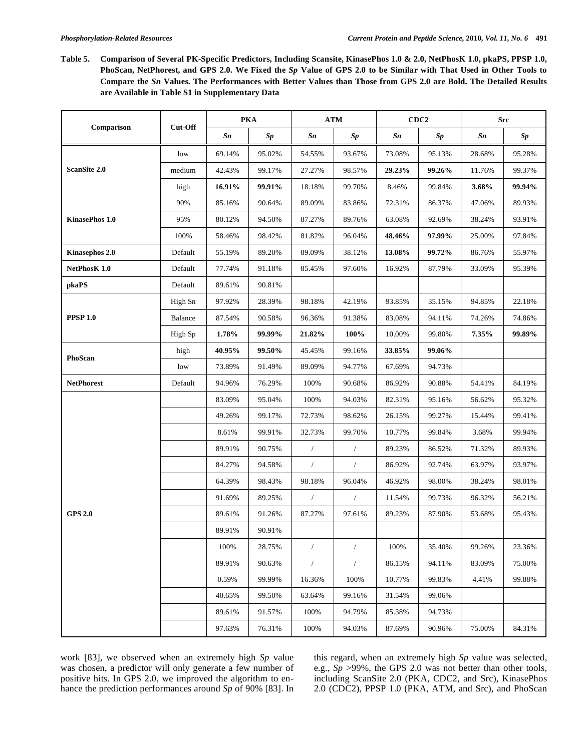**Table 5. Comparison of Several PK-Specific Predictors, Including Scansite, KinasePhos 1.0 & 2.0, NetPhosK 1.0, pkaPS, PPSP 1.0, PhoScan, NetPhorest, and GPS 2.0. We Fixed the *Sp* Value of GPS 2.0 to be Similar with That Used in Other Tools to Compare the *Sn* Values. The Performances with Better Values than Those from GPS 2.0 are Bold. The Detailed Results are Available in Table S1 in Supplementary Data**

| Comparison | Cut-Off | PKA | | ATM | | CDC2 | | Src | |
|---|---|---|---|---|---|---|---|---|---|
| | | *Sn* | *Sp* | *Sn* | *Sp* | *Sn* | *Sp* | *Sn* | *Sp* |
| ScanSite 2.0 | low | 69.14% | 95.02% | 54.55% | 93.67% | 73.08% | 95.13% | 28.68% | 95.28% |
| | medium | 42.43% | 99.17% | 27.27% | 98.57% | **29.23%** | **99.26%** | 11.76% | 99.37% |
| | high | **16.91%** | **99.91%** | 18.18% | 99.70% | 8.46% | 99.84% | **3.68%** | **99.94%** |
| KinasePhos 1.0 | 90% | 85.16% | 90.64% | 89.09% | 83.86% | 72.31% | 86.37% | 47.06% | 89.93% |
| | 95% | 80.12% | 94.50% | 87.27% | 89.76% | 63.08% | 92.69% | 38.24% | 93.91% |
| | 100% | 58.46% | 98.42% | 81.82% | 96.04% | **48.46%** | **97.99%** | 25.00% | 97.84% |
| Kinasephos 2.0 | Default | 55.19% | 89.20% | 89.09% | 38.12% | **13.08%** | **99.72%** | 86.76% | 55.97% |
| NetPhosK 1.0 | Default | 77.74% | 91.18% | 85.45% | 97.60% | 16.92% | 87.79% | 33.09% | 95.39% |
| pkaPS | Default | 89.61% | 90.81% | | | | | | |
| PPSP 1.0 | High Sn | 97.92% | 28.39% | 98.18% | 42.19% | 93.85% | 35.15% | 94.85% | 22.18% |
| | Balance | 87.54% | 90.58% | 96.36% | 91.38% | 83.08% | 94.11% | 74.26% | 74.86% |
| | High Sp | **1.78%** | **99.99%** | **21.82%** | **100%** | 10.00% | 99.80% | **7.35%** | **99.89%** |
| PhoScan | high | **40.95%** | **99.50%** | 45.45% | 99.16% | **33.85%** | **99.06%** | | |
| | low | 73.89% | 91.49% | 89.09% | 94.77% | 67.69% | 94.73% | | |
| NetPhorest | Default | 94.96% | 76.29% | 100% | 90.68% | 86.92% | 90.88% | 54.41% | 84.19% |
| GPS 2.0 | | 83.09% | 95.04% | 100% | 94.03% | 82.31% | 95.16% | 56.62% | 95.32% |
| | | 49.26% | 99.17% | 72.73% | 98.62% | 26.15% | 99.27% | 15.44% | 99.41% |
| | | 8.61% | 99.91% | 32.73% | 99.70% | 10.77% | 99.84% | 3.68% | 99.94% |
| | | 89.91% | 90.75% | / | / | 89.23% | 86.52% | 71.32% | 89.93% |
| | | 84.27% | 94.58% | / | / | 86.92% | 92.74% | 63.97% | 93.97% |
| | | 64.39% | 98.43% | 98.18% | 96.04% | 46.92% | 98.00% | 38.24% | 98.01% |
| | | 91.69% | 89.25% | / | / | 11.54% | 99.73% | 96.32% | 56.21% |
| | | 89.61% | 91.26% | 87.27% | 97.61% | 89.23% | 87.90% | 53.68% | 95.43% |
| | | 89.91% | 90.91% | | | | | | |
| | | 100% | 28.75% | / | / | 100% | 35.40% | 99.26% | 23.36% |
| | | 89.91% | 90.63% | / | / | 86.15% | 94.11% | 83.09% | 75.00% |
| | | 0.59% | 99.99% | 16.36% | 100% | 10.77% | 99.83% | 4.41% | 99.88% |
| | | 40.65% | 99.50% | 63.64% | 99.16% | 31.54% | 99.06% | | |
| | | 89.61% | 91.57% | 100% | 94.79% | 85.38% | 94.73% | | |
| | | 97.63% | 76.31% | 100% | 94.03% | 87.69% | 90.96% | 75.00% | 84.31% |

work [83], we observed when an extremely high *Sp* value was chosen, a predictor will only generate a few number of positive hits. In GPS 2.0, we improved the algorithm to enhance the prediction performances around *Sp* of 90% [83]. In this regard, when an extremely high *Sp* value was selected, e.g., *Sp* >99%, the GPS 2.0 was not better than other tools, including ScanSite 2.0 (PKA, CDC2, and Src), KinasePhos 2.0 (CDC2), PPSP 1.0 (PKA, ATM, and Src), and PhoScan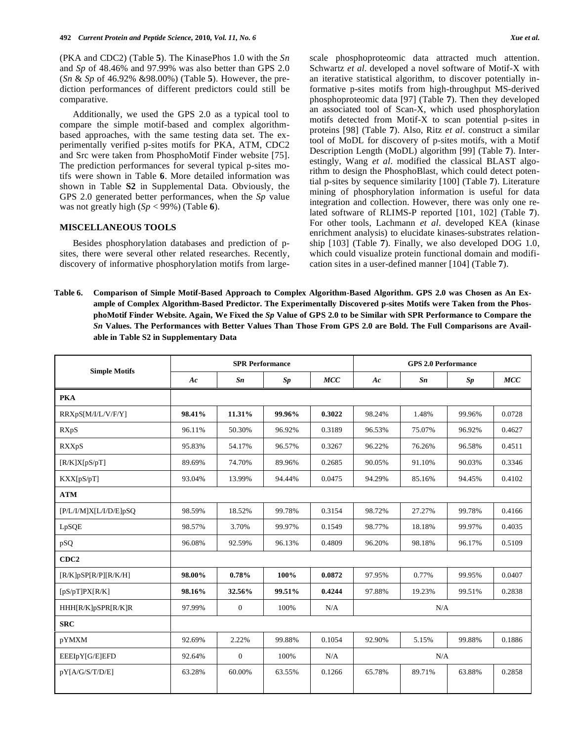(PKA and CDC2) (Table **5**). The KinasePhos 1.0 with the *Sn* and *Sp* of 48.46% and 97.99% was also better than GPS 2.0 (*Sn* & *Sp* of 46.92% &98.00%) (Table **5**). However, the prediction performances of different predictors could still be comparative.

Additionally, we used the GPS 2.0 as a typical tool to compare the simple motif-based and complex algorithm-based approaches, with the same testing data set. The experimentally verified p-sites motifs for PKA, ATM, CDC2 and Src were taken from PhosphoMotif Finder website [75]. The prediction performances for several typical p-sites motifs were shown in Table **6**. More detailed information was shown in Table **S2** in Supplemental Data. Obviously, the GPS 2.0 generated better performances, when the *Sp* value was not greatly high ($Sp$ < 99%) (Table **6**).

## MISCELLANEOUS TOOLS

Besides phosphorylation databases and prediction of p-sites, there were several other related researches. Recently, discovery of informative phosphorylation motifs from large-scale phosphoproteomic data attracted much attention. Schwartz *et al.* developed a novel software of Motif-X with an iterative statistical algorithm, to discover potentially informative p-sites motifs from high-throughput MS-derived phosphoproteomic data [97] (Table **7**). Then they developed an associated tool of Scan-X, which used phosphorylation motifs detected from Motif-X to scan potential p-sites in proteins [98] (Table **7**). Also, Ritz *et al*. construct a similar tool of MoDL for discovery of p-sites motifs, with a Motif Description Length (MoDL) algorithm [99] (Table **7**). Interestingly, Wang *et al*. modified the classical BLAST algorithm to design the PhosphoBlast, which could detect potential p-sites by sequence similarity [100] (Table **7**). Literature mining of phosphorylation information is useful for data integration and collection. However, there was only one related software of RLIMS-P reported [101, 102] (Table **7**). For other tools, Lachmann *et al*. developed KEA (kinase enrichment analysis) to elucidate kinases-substrates relationship [103] (Table **7**). Finally, we also developed DOG 1.0, which could visualize protein functional domain and modification sites in a user-defined manner [104] (Table **7**).

**Table 6. Comparison of Simple Motif-Based Approach to Complex Algorithm-Based Algorithm. GPS 2.0 was Chosen as An Example of Complex Algorithm-Based Predictor. The Experimentally Discovered p-sites Motifs were Taken from the PhosphoMotif Finder Website. Again, We Fixed the *Sp* Value of GPS 2.0 to be Similar with SPR Performance to Compare the *Sn* Values. The Performances with Better Values Than Those From GPS 2.0 are Bold. The Full Comparisons are Available in Table S2 in Supplementary Data**

| Simple Motifs | SPR Performance | | | | GPS 2.0 Performance | | | |
|---|---|---|---|---|---|---|---|---|
| | *Ac* | *Sn* | *Sp* | *MCC* | *Ac* | *Sn* | *Sp* | *MCC* |
| **PKA** | | | | | | | | |
| RRXpS[M/I/L/V/F/Y] | **98.41%** | **11.31%** | **99.96%** | **0.3022** | 98.24% | 1.48% | 99.96% | 0.0728 |
| RXpS | 96.11% | 50.30% | 96.92% | 0.3189 | 96.53% | 75.07% | 96.92% | 0.4627 |
| RXXpS | 95.83% | 54.17% | 96.57% | 0.3267 | 96.22% | 76.26% | 96.58% | 0.4511 |
| [R/K]X[pS/pT] | 89.69% | 74.70% | 89.96% | 0.2685 | 90.05% | 91.10% | 90.03% | 0.3346 |
| KXX[pS/pT] | 93.04% | 13.99% | 94.44% | 0.0475 | 94.29% | 85.16% | 94.45% | 0.4102 |
| **ATM** | | | | | | | | |
| [P/L/I/M]X[L/I/D/E]pSQ | 98.59% | 18.52% | 99.78% | 0.3154 | 98.72% | 27.27% | 99.78% | 0.4166 |
| LpSQE | 98.57% | 3.70% | 99.97% | 0.1549 | 98.77% | 18.18% | 99.97% | 0.4035 |
| pSQ | 96.08% | 92.59% | 96.13% | 0.4809 | 96.20% | 98.18% | 96.17% | 0.5109 |
| **CDC2** | | | | | | | | |
| [R/K]pSP[R/P][R/K/H] | **98.00%** | **0.78%** | **100%** | **0.0872** | 97.95% | 0.77% | 99.95% | 0.0407 |
| [pS/pT]PX[R/K] | **98.16%** | **32.56%** | **99.51%** | **0.4244** | 97.88% | 19.23% | 99.51% | 0.2838 |
| HHH[R/K]pSPR[R/K]R | 97.99% | 0 | 100% | N/A | N/A | | | |
| **SRC** | | | | | | | | |
| pYMXM | 92.69% | 2.22% | 99.88% | 0.1054 | 92.90% | 5.15% | 99.88% | 0.1886 |
| EEEIpY[G/E]EFD | 92.64% | 0 | 100% | N/A | N/A | | | |
| pY[A/G/S/T/D/E] | 63.28% | 60.00% | 63.55% | 0.1266 | 65.78% | 89.71% | 63.88% | 0.2858 |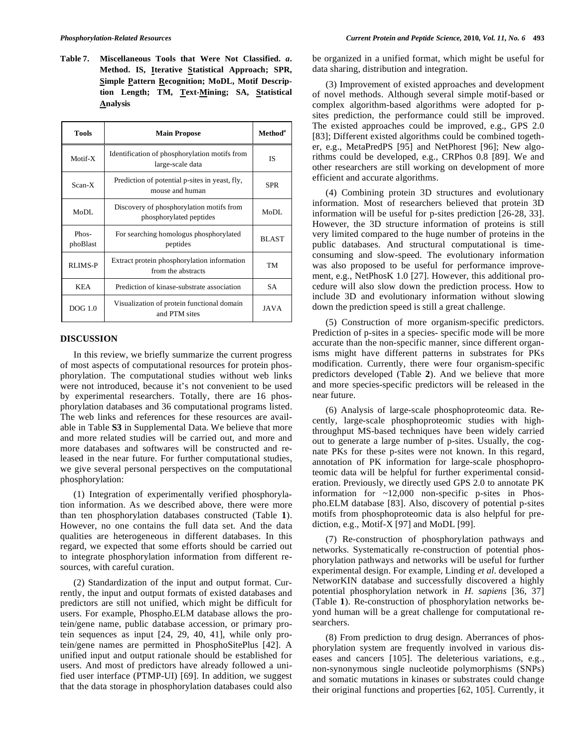**Table 7. Miscellaneous Tools that Were Not Classified. *a*. Method. IS, Iterative Statistical Approach; SPR, Simple Pattern Recognition; MoDL, Motif Description Length; TM, Text-Mining; SA, Statistical Analysis**

| Tools | Main Propose | Method[a] |
|---|---|---|
| Motif-X | Identification of phosphorylation motifs from large-scale data | IS |
| Scan-X | Prediction of potential p-sites in yeast, fly, mouse and human | SPR |
| MoDL | Discovery of phosphorylation motifs from phosphorylated peptides | MoDL |
| Phos-phoBlast | For searching homologus phosphorylated peptides | BLAST |
| RLIMS-P | Extract protein phosphorylation information from the abstracts | TM |
| KEA | Prediction of kinase-substrate association | SA |
| DOG 1.0 | Visualization of protein functional domain and PTM sites | JAVA |

## DISCUSSION

In this review, we briefly summarize the current progress of most aspects of computational resources for protein phosphorylation. The computational studies without web links were not introduced, because it's not convenient to be used by experimental researchers. Totally, there are 16 phosphorylation databases and 36 computational programs listed. The web links and references for these resources are available in Table **S3** in Supplemental Data. We believe that more and more related studies will be carried out, and more and more databases and softwares will be constructed and released in the near future. For further computational studies, we give several personal perspectives on the computational phosphorylation:

(1) Integration of experimentally verified phosphorylation information. As we described above, there were more than ten phosphorylation databases constructed (Table **1**). However, no one contains the full data set. And the data qualities are heterogeneous in different databases. In this regard, we expected that some efforts should be carried out to integrate phosphorylation information from different resources, with careful curation.

(2) Standardization of the input and output format. Currently, the input and output formats of existed databases and predictors are still not unified, which might be difficult for users. For example, Phospho.ELM database allows the protein/gene name, public database accession, or primary protein sequences as input [24, 29, 40, 41], while only protein/gene names are permitted in PhosphoSitePlus [42]. A unified input and output rationale should be established for users. And most of predictors have already followed a unified user interface (PTMP-UI) [69]. In addition, we suggest that the data storage in phosphorylation databases could also be organized in a unified format, which might be useful for data sharing, distribution and integration.

(3) Improvement of existed approaches and development of novel methods. Although several simple motif-based or complex algorithm-based algorithms were adopted for p-sites prediction, the performance could still be improved. The existed approaches could be improved, e.g., GPS 2.0 [83]; Different existed algorithms could be combined together, e.g., MetaPredPS [95] and NetPhorest [96]; New algorithms could be developed, e.g., CRPhos 0.8 [89]. We and other researchers are still working on development of more efficient and accurate algorithms.

(4) Combining protein 3D structures and evolutionary information. Most of researchers believed that protein 3D information will be useful for p-sites prediction [26-28, 33]. However, the 3D structure information of proteins is still very limited compared to the huge number of proteins in the public databases. And structural computational is time-consuming and slow-speed. The evolutionary information was also proposed to be useful for performance improvement, e.g., NetPhosK 1.0 [27]. However, this additional procedure will also slow down the prediction process. How to include 3D and evolutionary information without slowing down the prediction speed is still a great challenge.

(5) Construction of more organism-specific predictors. Prediction of p-sites in a species- specific mode will be more accurate than the non-specific manner, since different organisms might have different patterns in substrates for PKs modification. Currently, there were four organism-specific predictors developed (Table **2**). And we believe that more and more species-specific predictors will be released in the near future.

(6) Analysis of large-scale phosphoproteomic data. Recently, large-scale phosphoproteomic studies with high-throughput MS-based techniques have been widely carried out to generate a large number of p-sites. Usually, the cognate PKs for these p-sites were not known. In this regard, annotation of PK information for large-scale phosphoproteomic data will be helpful for further experimental consideration. Previously, we directly used GPS 2.0 to annotate PK information for ~12,000 non-specific p-sites in Phospho.ELM database [83]. Also, discovery of potential p-sites motifs from phosphoproteomic data is also helpful for prediction, e.g., Motif-X [97] and MoDL [99].

(7) Re-construction of phosphorylation pathways and networks. Systematically re-construction of potential phosphorylation pathways and networks will be useful for further experimental design. For example, Linding *et al.* developed a NetworKIN database and successfully discovered a highly potential phosphorylation network in *H. sapiens* [36, 37] (Table **1**). Re-construction of phosphorylation networks beyond human will be a great challenge for computational researchers.

(8) From prediction to drug design. Aberrances of phosphorylation system are frequently involved in various diseases and cancers [105]. The deleterious variations, e.g., non-synonymous single nucleotide polymorphisms (SNPs) and somatic mutations in kinases or substrates could change their original functions and properties [62, 105]. Currently, it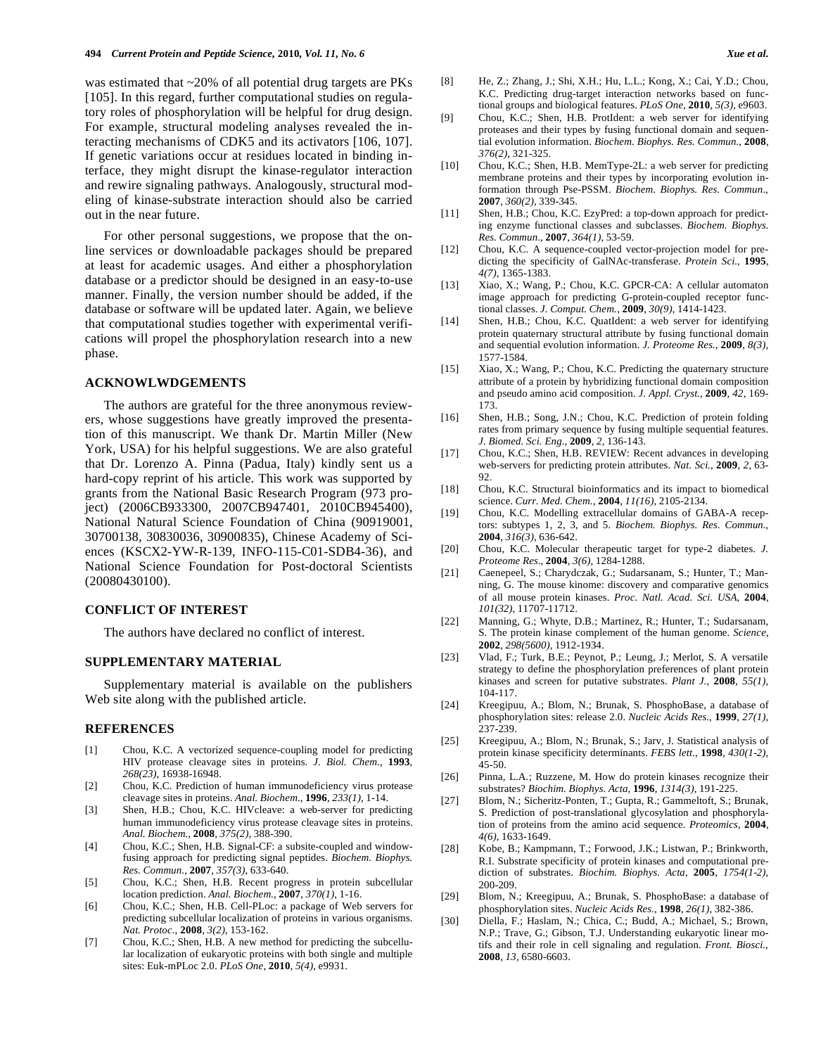was estimated that ~20% of all potential drug targets are PKs [105]. In this regard, further computational studies on regulatory roles of phosphorylation will be helpful for drug design. For example, structural modeling analyses revealed the interacting mechanisms of CDK5 and its activators [106, 107]. If genetic variations occur at residues located in binding interface, they might disrupt the kinase-regulator interaction and rewire signaling pathways. Analogously, structural modeling of kinase-substrate interaction should also be carried out in the near future.

For other personal suggestions, we propose that the online services or downloadable packages should be prepared at least for academic usages. And either a phosphorylation database or a predictor should be designed in an easy-to-use manner. Finally, the version number should be added, if the database or software will be updated later. Again, we believe that computational studies together with experimental verifications will propel the phosphorylation research into a new phase.

## ACKNOWLWDGEMENTS

The authors are grateful for the three anonymous reviewers, whose suggestions have greatly improved the presentation of this manuscript. We thank Dr. Martin Miller (New York, USA) for his helpful suggestions. We are also grateful that Dr. Lorenzo A. Pinna (Padua, Italy) kindly sent us a hard-copy reprint of his article. This work was supported by grants from the National Basic Research Program (973 project) (2006CB933300, 2007CB947401, 2010CB945400), National Natural Science Foundation of China (90919001, 30700138, 30830036, 30900835), Chinese Academy of Sciences (KSCX2-YW-R-139, INFO-115-C01-SDB4-36), and National Science Foundation for Post-doctoral Scientists (20080430100).

## CONFLICT OF INTEREST

The authors have declared no conflict of interest.

## SUPPLEMENTARY MATERIAL

Supplementary material is available on the publishers Web site along with the published article.

## REFERENCES

[1] Chou, K.C. A vectorized sequence-coupling model for predicting HIV protease cleavage sites in proteins. *J. Biol. Chem.*, **1993**, *268(23)*, 16938-16948.

[2] Chou, K.C. Prediction of human immunodeficiency virus protease cleavage sites in proteins. *Anal. Biochem.*, **1996**, *233(1)*, 1-14.

[3] Shen, H.B.; Chou, K.C. HIVcleave: a web-server for predicting human immunodeficiency virus protease cleavage sites in proteins. *Anal. Biochem.*, **2008**, *375(2)*, 388-390.

[4] Chou, K.C.; Shen, H.B. Signal-CF: a subsite-coupled and window-fusing approach for predicting signal peptides. *Biochem. Biophys. Res. Commun.*, **2007**, *357(3)*, 633-640.

[5] Chou, K.C.; Shen, H.B. Recent progress in protein subcellular location prediction. *Anal. Biochem.*, **2007**, *370(1)*, 1-16.

[6] Chou, K.C.; Shen, H.B. Cell-PLoc: a package of Web servers for predicting subcellular localization of proteins in various organisms. *Nat. Protoc.*, **2008**, *3(2)*, 153-162.

[7] Chou, K.C.; Shen, H.B. A new method for predicting the subcellular localization of eukaryotic proteins with both single and multiple sites: Euk-mPLoc 2.0. *PLoS One*, **2010**, *5(4)*, e9931.

[8] He, Z.; Zhang, J.; Shi, X.H.; Hu, L.L.; Kong, X.; Cai, Y.D.; Chou, K.C. Predicting drug-target interaction networks based on functional groups and biological features. *PLoS One*, **2010**, *5(3)*, e9603.

[9] Chou, K.C.; Shen, H.B. ProtIdent: a web server for identifying proteases and their types by fusing functional domain and sequential evolution information. *Biochem. Biophys. Res. Commun.*, **2008**, *376(2)*, 321-325.

[10] Chou, K.C.; Shen, H.B. MemType-2L: a web server for predicting membrane proteins and their types by incorporating evolution information through Pse-PSSM. *Biochem. Biophys. Res. Commun.*, **2007**, *360(2)*, 339-345.

[11] Shen, H.B.; Chou, K.C. EzyPred: a top-down approach for predicting enzyme functional classes and subclasses. *Biochem. Biophys. Res. Commun.*, **2007**, *364(1)*, 53-59.

[12] Chou, K.C. A sequence-coupled vector-projection model for predicting the specificity of GalNAc-transferase. *Protein Sci.*, **1995**, *4(7)*, 1365-1383.

[13] Xiao, X.; Wang, P.; Chou, K.C. GPCR-CA: A cellular automaton image approach for predicting G-protein-coupled receptor functional classes. *J. Comput. Chem.*, **2009**, *30(9)*, 1414-1423.

[14] Shen, H.B.; Chou, K.C. QuatIdent: a web server for identifying protein quaternary structural attribute by fusing functional domain and sequential evolution information. *J. Proteome Res.*, **2009**, *8(3)*, 1577-1584.

[15] Xiao, X.; Wang, P.; Chou, K.C. Predicting the quaternary structure attribute of a protein by hybridizing functional domain composition and pseudo amino acid composition. *J. Appl. Cryst.*, **2009**, *42*, 169-173.

[16] Shen, H.B.; Song, J.N.; Chou, K.C. Prediction of protein folding rates from primary sequence by fusing multiple sequential features. *J. Biomed. Sci. Eng.*, **2009**, *2*, 136-143.

[17] Chou, K.C.; Shen, H.B. REVIEW: Recent advances in developing web-servers for predicting protein attributes. *Nat. Sci.*, **2009**, *2*, 63-92.

[18] Chou, K.C. Structural bioinformatics and its impact to biomedical science. *Curr. Med. Chem.*, **2004**, *11(16)*, 2105-2134.

[19] Chou, K.C. Modelling extracellular domains of GABA-A receptors: subtypes 1, 2, 3, and 5. *Biochem. Biophys. Res. Commun.*, **2004**, *316(3)*, 636-642.

[20] Chou, K.C. Molecular therapeutic target for type-2 diabetes. *J. Proteome Res.*, **2004**, *3(6)*, 1284-1288.

[21] Caenepeel, S.; Charydczak, G.; Sudarsanam, S.; Hunter, T.; Manning, G. The mouse kinome: discovery and comparative genomics of all mouse protein kinases. *Proc. Natl. Acad. Sci. USA*, **2004**, *101(32)*, 11707-11712.

[22] Manning, G.; Whyte, D.B.; Martinez, R.; Hunter, T.; Sudarsanam, S. The protein kinase complement of the human genome. *Science*, **2002**, *298(5600)*, 1912-1934.

[23] Vlad, F.; Turk, B.E.; Peynot, P.; Leung, J.; Merlot, S. A versatile strategy to define the phosphorylation preferences of plant protein kinases and screen for putative substrates. *Plant J.*, **2008**, *55(1)*, 104-117.

[24] Kreegipuu, A.; Blom, N.; Brunak, S. PhosphoBase, a database of phosphorylation sites: release 2.0. *Nucleic Acids Res.*, **1999**, *27(1)*, 237-239.

[25] Kreegipuu, A.; Blom, N.; Brunak, S.; Jarv, J. Statistical analysis of protein kinase specificity determinants. *FEBS lett.*, **1998**, *430(1-2)*, 45-50.

[26] Pinna, L.A.; Ruzzene, M. How do protein kinases recognize their substrates? *Biochim. Biophys. Acta*, **1996**, *1314(3)*, 191-225.

[27] Blom, N.; Sicheritz-Ponten, T.; Gupta, R.; Gammeltoft, S.; Brunak, S. Prediction of post-translational glycosylation and phosphorylation of proteins from the amino acid sequence. *Proteomics*, **2004**, *4(6)*, 1633-1649.

[28] Kobe, B.; Kampmann, T.; Forwood, J.K.; Listwan, P.; Brinkworth, R.I. Substrate specificity of protein kinases and computational prediction of substrates. *Biochim. Biophys. Acta*, **2005**, *1754(1-2)*, 200-209.

[29] Blom, N.; Kreegipuu, A.; Brunak, S. PhosphoBase: a database of phosphorylation sites. *Nucleic Acids Res.*, **1998**, *26(1)*, 382-386.

[30] Diella, F.; Haslam, N.; Chica, C.; Budd, A.; Michael, S.; Brown, N.P.; Trave, G.; Gibson, T.J. Understanding eukaryotic linear motifs and their role in cell signaling and regulation. *Front. Biosci.*, **2008**, *13*, 6580-6603.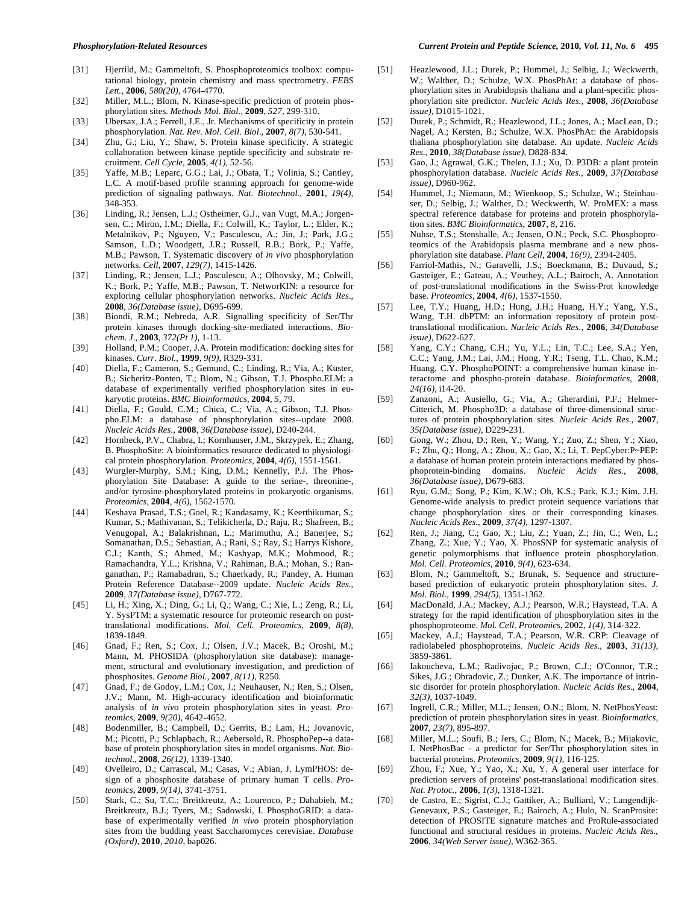[31] Hjerrild, M.; Gammeltoft, S. Phosphoproteomics toolbox: computational biology, protein chemistry and mass spectrometry. *FEBS Lett.*, **2006**, *580(20)*, 4764-4770.

[32] Miller, M.L.; Blom, N. Kinase-specific prediction of protein phosphorylation sites. *Methods Mol. Biol.*, **2009**, *527*, 299-310.

[33] Ubersax, J.A.; Ferrell, J.E., Jr. Mechanisms of specificity in protein phosphorylation. *Nat. Rev. Mol. Cell. Biol*., **2007**, *8(7)*, 530-541.

[34] Zhu, G.; Liu, Y.; Shaw, S. Protein kinase specificity. A strategic collaboration between kinase peptide specificity and substrate recruitment. *Cell Cycle*, **2005**, *4(1)*, 52-56.

[35] Yaffe, M.B.; Leparc, G.G.; Lai, J.; Obata, T.; Volinia, S.; Cantley, L.C. A motif-based profile scanning approach for genome-wide prediction of signaling pathways. *Nat. Biotechnol*., **2001**, *19(4)*, 348-353.

[36] Linding, R.; Jensen, L.J.; Ostheimer, G.J., van Vugt, M.A.; Jorgensen, C.; Miron, I.M.; Diella, F.; Colwill, K.; Taylor, L.; Elder, K.; Metalnikov, P.; Nguyen, V.; Pasculescu, A.; Jin, J.; Park, J.G.; Samson, L.D.; Woodgett, J.R.; Russell, R.B.; Bork, P.; Yaffe, M.B.; Pawson, T. Systematic discovery of *in vivo* phosphorylation networks. *Cell*, **2007**, *129(7)*, 1415-1426.

[37] Linding, R.; Jensen, L.J.; Pasculescu, A.; Olhovsky, M.; Colwill, K.; Bork, P.; Yaffe, M.B.; Pawson, T. NetworKIN: a resource for exploring cellular phosphorylation networks. *Nucleic Acids Res*., **2008**, *36(Database issue)*, D695-699.

[38] Biondi, R.M.; Nebreda, A.R. Signalling specificity of Ser/Thr protein kinases through docking-site-mediated interactions. *Biochem. J*., **2003**, *372(Pt 1)*, 1-13.

[39] Holland, P.M.; Cooper, J.A. Protein modification: docking sites for kinases. *Curr. Biol.*, **1999**, *9(9)*, R329-331.

[40] Diella, F.; Cameron, S.; Gemund, C.; Linding, R.; Via, A.; Kuster, B.; Sicheritz-Ponten, T.; Blom, N.; Gibson, T.J. Phospho.ELM: a database of experimentally verified phosphorylation sites in eukaryotic proteins. *BMC Bioinformatics*, **2004**, *5*, 79.

[41] Diella, F.; Gould, C.M.; Chica, C.; Via, A.; Gibson, T.J. Phospho.ELM: a database of phosphorylation sites--update 2008. *Nucleic Acids Res.*, **2008**, *36(Database issue)*, D240-244.

[42] Hornbeck, P.V., Chabra, I.; Kornhauser, J.M., Skrzypek, E.; Zhang, B. PhosphoSite: A bioinformatics resource dedicated to physiological protein phosphorylation. *Proteomics*, **2004**, *4(6)*, 1551-1561.

[43] Wurgler-Murphy, S.M.; King, D.M.; Kennelly, P.J. The Phosphorylation Site Database: A guide to the serine-, threonine-, and/or tyrosine-phosphorylated proteins in prokaryotic organisms. *Proteomics*, **2004**, *4(6)*, 1562-1570.

[44] Keshava Prasad, T.S.; Goel, R.; Kandasamy, K.; Keerthikumar, S.; Kumar, S.; Mathivanan, S.; Telikicherla, D.; Raju, R.; Shafreen, B.; Venugopal, A.; Balakrishnan, L.; Marimuthu, A.; Banerjee, S.; Somanathan, D.S.; Sebastian, A.; Rani, S.; Ray, S.; Harrys Kishore, C.J.; Kanth, S.; Ahmed, M.; Kashyap, M.K.; Mohmood, R.; Ramachandra, Y.L.; Krishna, V.; Rahiman, B.A.; Mohan, S.; Ranganathan, P.; Ramabadran, S.; Chaerkady, R.; Pandey, A. Human Protein Reference Database--2009 update. *Nucleic Acids Res.*, **2009**, *37(Database issue)*, D767-772.

[45] Li, H.; Xing, X.; Ding, G.; Li, Q.; Wang, C.; Xie, L.; Zeng, R.; Li, Y. SysPTM: a systematic resource for proteomic research on post-translational modifications. *Mol. Cell. Proteomics*, **2009**, *8(8)*, 1839-1849.

[46] Gnad, F.; Ren, S.; Cox, J.; Olsen, J.V.; Macek, B.; Oroshi, M.; Mann, M. PHOSIDA (phosphorylation site database): management, structural and evolutionary investigation, and prediction of phosphosites. *Genome Biol.*, **2007**, *8(11)*, R250.

[47] Gnad, F.; de Godoy, L.M.; Cox, J.; Neuhauser, N.; Ren, S.; Olsen, J.V.; Mann, M. High-accuracy identification and bioinformatic analysis of *in vivo* protein phosphorylation sites in yeast. *Proteomics*, **2009**, *9(20)*, 4642-4652.

[48] Bodenmiller, B.; Campbell, D.; Gerrits, B.; Lam, H.; Jovanovic, M.; Picotti, P.; Schlapbach, R.; Aebersold, R. PhosphoPep--a database of protein phosphorylation sites in model organisms. *Nat. Biotechnol*., **2008**, *26(12)*, 1339-1340.

[49] Ovelleiro, D.; Carrascal, M.; Casas, V.; Abian, J. LymPHOS: design of a phosphosite database of primary human T cells. *Proteomics*, **2009**, *9(14)*, 3741-3751.

[50] Stark, C.; Su, T.C.; Breitkreutz, A.; Lourenco, P.; Dahabieh, M.; Breitkreutz, B.J.; Tyers, M.; Sadowski, I. PhosphoGRID: a database of experimentally verified *in vivo* protein phosphorylation sites from the budding yeast Saccharomyces cerevisiae. *Database (Oxford)*, **2010**, *2010*, bap026.

[51] Heazlewood, J.L.; Durek, P.; Hummel, J.; Selbig, J.; Weckwerth, W.; Walther, D.; Schulze, W.X. PhosPhAt: a database of phosphorylation sites in Arabidopsis thaliana and a plant-specific phosphorylation site predictor. *Nucleic Acids Res.*, **2008**, *36(Database issue)*, D1015-1021.

[52] Durek, P.; Schmidt, R.; Heazlewood, J.L.; Jones, A.; MacLean, D.; Nagel, A.; Kersten, B.; Schulze, W.X. PhosPhAt: the Arabidopsis thaliana phosphorylation site database. An update. *Nucleic Acids Res*., **2010**, *38(Database issue)*, D828-834.

[53] Gao, J.; Agrawal, G.K.; Thelen, J.J.; Xu, D. P3DB: a plant protein phosphorylation database. *Nucleic Acids Res.*, **2009**, *37(Database issue)*, D960-962.

[54] Hummel, J.; Niemann, M.; Wienkoop, S.; Schulze, W.; Steinhauser, D.; Selbig, J.; Walther, D.; Weckwerth, W. ProMEX: a mass spectral reference database for proteins and protein phosphorylation sites. *BMC Bioinformatics*, **2007**, *8*, 216.

[55] Nuhse, T.S.; Stensballe, A.; Jensen, O.N.; Peck, S.C. Phosphoproteomics of the Arabidopsis plasma membrane and a new phosphorylation site database. *Plant Cell*, **2004**, *16(9)*, 2394-2405.

[56] Farriol-Mathis, N.; Garavelli, J.S.; Boeckmann, B.; Duvaud, S.; Gasteiger, E.; Gateau, A.; Veuthey, A.L.; Bairoch, A. Annotation of post-translational modifications in the Swiss-Prot knowledge base. *Proteomics*, **2004**, *4(6)*, 1537-1550.

[57] Lee, T.Y.; Huang, H.D.; Hung, J.H.; Huang, H.Y.; Yang, Y.S., Wang, T.H. dbPTM: an information repository of protein post-translational modification. *Nucleic Acids Res.*, **2006**, *34(Database issue)*, D622-627.

[58] Yang, C.Y.; Chang, C.H.; Yu, Y.L.; Lin, T.C.; Lee, S.A.; Yen, C.C.; Yang, J.M.; Lai, J.M.; Hong, Y.R.; Tseng, T.L. Chao, K.M.; Huang, C.Y. PhosphoPOINT: a comprehensive human kinase interactome and phospho-protein database. *Bioinformatics*, **2008**, *24(16)*, i14-20.

[59] Zanzoni, A.; Ausiello, G.; Via, A.; Gherardini, P.F.; Helmer-Citterich, M. Phospho3D: a database of three-dimensional structures of protein phosphorylation sites. *Nucleic Acids Res*., **2007**, *35(Database issue)*, D229-231.

[60] Gong, W.; Zhou, D.; Ren, Y.; Wang, Y.; Zuo, Z.; Shen, Y.; Xiao, F.; Zhu, Q.; Hong, A.; Zhou, X.; Gao, X.; Li, T. PepCyber:P~PEP: a database of human protein protein interactions mediated by phosphoprotein-binding domains. *Nucleic Acids Res.*, **2008**, *36(Database issue)*, D679-683.

[61] Ryu, G.M.; Song, P.; Kim, K.W.; Oh, K.S.; Park, K.J.; Kim, J.H. Genome-wide analysis to predict protein sequence variations that change phosphorylation sites or their corresponding kinases. *Nucleic Acids Res.*, **2009**, *37(4)*, 1297-1307.

[62] Ren, J.; Jiang, C.; Gao, X.; Liu, Z.; Yuan, Z.; Jin, C.; Wen, L.; Zhang, Z.; Xue, Y.; Yao, X. PhosSNP for systematic analysis of genetic polymorphisms that influence protein phosphorylation. *Mol. Cell. Proteomics*, **2010**, *9(4)*, 623-634.

[63] Blom, N.; Gammeltoft, S.; Brunak, S. Sequence and structure-based prediction of eukaryotic protein phosphorylation sites. *J. Mol. Biol.*, **1999**, *294(5)*, 1351-1362.

[64] MacDonald, J.A.; Mackey, A.J.; Pearson, W.R.; Haystead, T.A. A strategy for the rapid identification of phosphorylation sites in the phosphoproteome. *Mol. Cell. Proteomics*, 2002, *1(4)*, 314-322.

[65] Mackey, A.J.; Haystead, T.A.; Pearson, W.R. CRP: Cleavage of radiolabeled phosphoproteins. *Nucleic Acids Res*., **2003**, *31(13)*, 3859-3861.

[66] Iakoucheva, L.M.; Radivojac, P.; Brown, C.J.; O'Connor, T.R.; Sikes, J.G.; Obradovic, Z.; Dunker, A.K. The importance of intrinsic disorder for protein phosphorylation. *Nucleic Acids Res*., **2004**, *32(3)*, 1037-1049.

[67] Ingrell, C.R.; Miller, M.L.; Jensen, O.N.; Blom, N. NetPhosYeast: prediction of protein phosphorylation sites in yeast. *Bioinformatics*, **2007**, *23(7)*, 895-897.

[68] Miller, M.L.; Soufi, B.; Jers, C.; Blom, N.; Macek, B.; Mijakovic, I. NetPhosBac - a predictor for Ser/Thr phosphorylation sites in bacterial proteins. *Proteomics*, **2009**, *9(1)*, 116-125.

[69] Zhou, F.; Xue, Y.; Yao, X.; Xu, Y. A general user interface for prediction servers of proteins' post-translational modification sites. *Nat. Protoc.*, **2006**, *1(3)*, 1318-1321.

[70] de Castro, E.; Sigrist, C.J.; Gattiker, A.; Bulliard, V.; Langendijk-Genevaux, P.S.; Gasteiger, E.; Bairoch, A.; Hulo, N. ScanProsite: detection of PROSITE signature matches and ProRule-associated functional and structural residues in proteins. *Nucleic Acids Res*., **2006**, *34(Web Server issue)*, W362-365.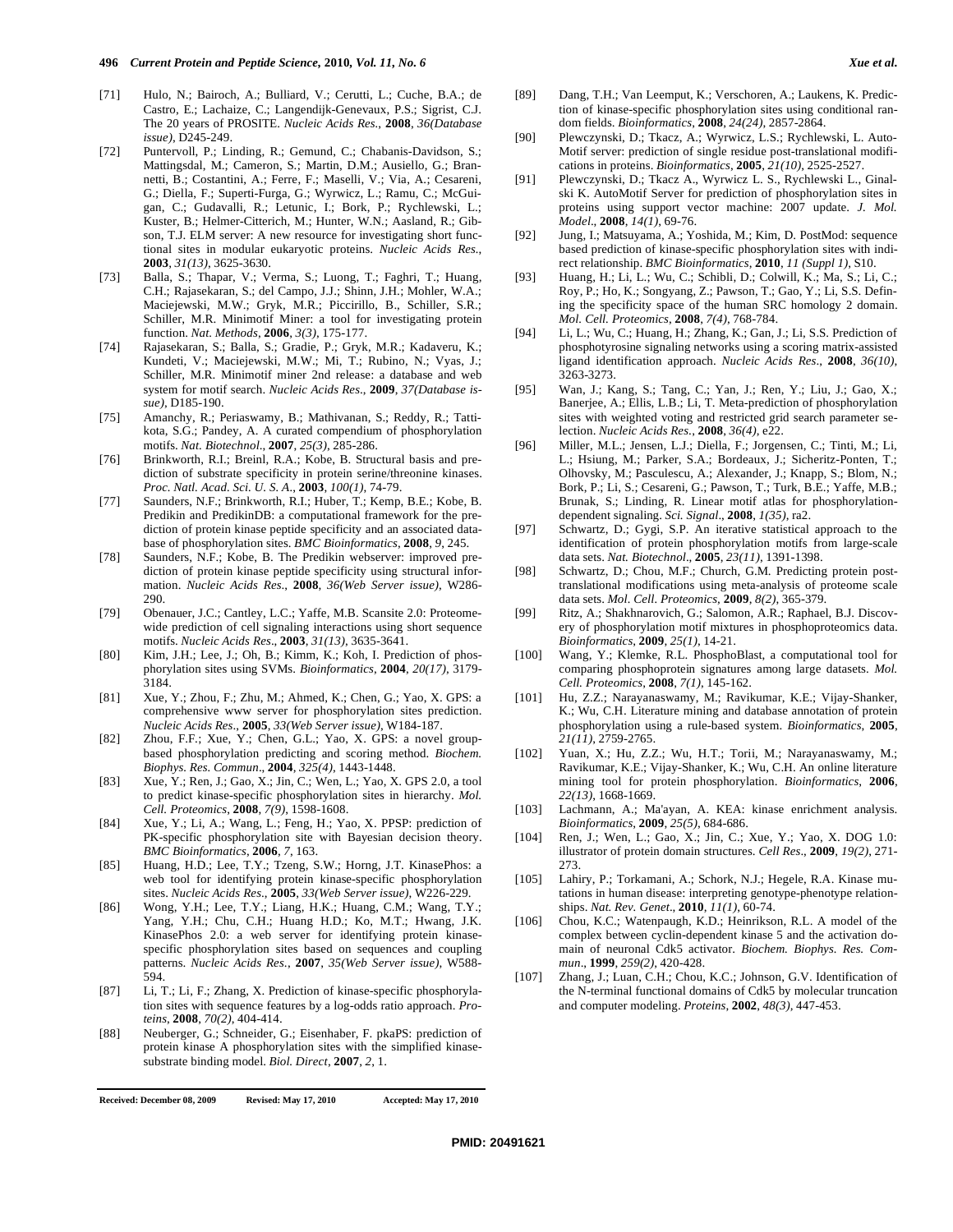[71] Hulo, N.; Bairoch, A.; Bulliard, V.; Cerutti, L.; Cuche, B.A.; de Castro, E.; Lachaize, C.; Langendijk-Genevaux, P.S.; Sigrist, C.J. The 20 years of PROSITE. *Nucleic Acids Res.*, **2008**, *36(Database issue)*, D245-249.

[72] Puntervoll, P.; Linding, R.; Gemund, C.; Chabanis-Davidson, S.; Mattingsdal, M.; Cameron, S.; Martin, D.M.; Ausiello, G.; Brannetti, B.; Costantini, A.; Ferre, F.; Maselli, V.; Via, A.; Cesareni, G.; Diella, F.; Superti-Furga, G.; Wyrwicz, L.; Ramu, C.; McGuigan, C.; Gudavalli, R.; Letunic, I.; Bork, P.; Rychlewski, L.; Kuster, B.; Helmer-Citterich, M.; Hunter, W.N.; Aasland, R.; Gibson, T.J. ELM server: A new resource for investigating short functional sites in modular eukaryotic proteins. *Nucleic Acids Res.*, **2003**, *31(13)*, 3625-3630.

[73] Balla, S.; Thapar, V.; Verma, S.; Luong, T.; Faghri, T.; Huang, C.H.; Rajasekaran, S.; del Campo, J.J.; Shinn, J.H.; Mohler, W.A.; Maciejewski, M.W.; Gryk, M.R.; Piccirillo, B.; Schiller, S.R.; Schiller, M.R. Minimotif Miner: a tool for investigating protein function. *Nat. Methods*, **2006**, *3(3)*, 175-177.

[74] Rajasekaran, S.; Balla, S.; Gradie, P.; Gryk, M.R.; Kadaveru, K.; Kundeti, V.; Maciejewski, M.W.; Mi, T.; Rubino, N.; Vyas, J.; Schiller, M.R. Minimotif miner 2nd release: a database and web system for motif search. *Nucleic Acids Res.*, **2009**, *37(Database issue)*, D185-190.

[75] Amanchy, R.; Periaswamy, B.; Mathivanan, S.; Reddy, R.; Tattikota, S.G.; Pandey, A. A curated compendium of phosphorylation motifs. *Nat. Biotechnol.*, **2007**, *25(3)*, 285-286.

[76] Brinkworth, R.I.; Breinl, R.A.; Kobe, B. Structural basis and prediction of substrate specificity in protein serine/threonine kinases. *Proc. Natl. Acad. Sci. U. S. A.*, **2003**, *100(1)*, 74-79.

[77] Saunders, N.F.; Brinkworth, R.I.; Huber, T.; Kemp, B.E.; Kobe, B. Predikin and PredikinDB: a computational framework for the prediction of protein kinase peptide specificity and an associated database of phosphorylation sites. *BMC Bioinformatics*, **2008**, *9*, 245.

[78] Saunders, N.F.; Kobe, B. The Predikin webserver: improved prediction of protein kinase peptide specificity using structural information. *Nucleic Acids Res.*, **2008**, *36(Web Server issue)*, W286-290.

[79] Obenauer, J.C.; Cantley, L.C.; Yaffe, M.B. Scansite 2.0: Proteome-wide prediction of cell signaling interactions using short sequence motifs. *Nucleic Acids Res*., **2003**, *31(13)*, 3635-3641.

[80] Kim, J.H.; Lee, J.; Oh, B.; Kimm, K.; Koh, I. Prediction of phosphorylation sites using SVMs. *Bioinformatics*, **2004**, *20(17)*, 3179-3184.

[81] Xue, Y.; Zhou, F.; Zhu, M.; Ahmed, K.; Chen, G.; Yao, X. GPS: a comprehensive www server for phosphorylation sites prediction. *Nucleic Acids Res*., **2005**, *33(Web Server issue)*, W184-187.

[82] Zhou, F.F.; Xue, Y.; Chen, G.L.; Yao, X. GPS: a novel group-based phosphorylation predicting and scoring method. *Biochem. Biophys. Res. Commun*., **2004**, *325(4)*, 1443-1448.

[83] Xue, Y.; Ren, J.; Gao, X.; Jin, C.; Wen, L.; Yao, X. GPS 2.0, a tool to predict kinase-specific phosphorylation sites in hierarchy. *Mol. Cell. Proteomics*, **2008**, *7(9)*, 1598-1608.

[84] Xue, Y.; Li, A.; Wang, L.; Feng, H.; Yao, X. PPSP: prediction of PK-specific phosphorylation site with Bayesian decision theory. *BMC Bioinformatics*, **2006**, *7*, 163.

[85] Huang, H.D.; Lee, T.Y.; Tzeng, S.W.; Horng, J.T. KinasePhos: a web tool for identifying protein kinase-specific phosphorylation sites. *Nucleic Acids Res*., **2005**, *33(Web Server issue)*, W226-229.

[86] Wong, Y.H.; Lee, T.Y.; Liang, H.K.; Huang, C.M.; Wang, T.Y.; Yang, Y.H.; Chu, C.H.; Huang H.D.; Ko, M.T.; Hwang, J.K. KinasePhos 2.0: a web server for identifying protein kinase-specific phosphorylation sites based on sequences and coupling patterns. *Nucleic Acids Res*., **2007**, *35(Web Server issue)*, W588-594.

[87] Li, T.; Li, F.; Zhang, X. Prediction of kinase-specific phosphorylation sites with sequence features by a log-odds ratio approach. *Proteins*, **2008**, *70(2)*, 404-414.

[88] Neuberger, G.; Schneider, G.; Eisenhaber, F. pkaPS: prediction of protein kinase A phosphorylation sites with the simplified kinase-substrate binding model. *Biol. Direct*, **2007**, *2*, 1.

[89] Dang, T.H.; Van Leemput, K.; Verschoren, A.; Laukens, K. Prediction of kinase-specific phosphorylation sites using conditional random fields. *Bioinformatics*, **2008**, *24(24)*, 2857-2864.

[90] Plewczynski, D.; Tkacz, A.; Wyrwicz, L.S.; Rychlewski, L. AutoMotif server: prediction of single residue post-translational modifications in proteins. *Bioinformatics*, **2005**, *21(10)*, 2525-2527.

[91] Plewczynski, D.; Tkacz A., Wyrwicz L. S., Rychlewski L., Ginalski K. AutoMotif Server for prediction of phosphorylation sites in proteins using support vector machine: 2007 update. *J. Mol. Model*., **2008**, *14(1)*, 69-76.

[92] Jung, I.; Matsuyama, A.; Yoshida, M.; Kim, D. PostMod: sequence based prediction of kinase-specific phosphorylation sites with indirect relationship. *BMC Bioinformatics*, **2010**, *11 (Suppl 1)*, S10.

[93] Huang, H.; Li, L.; Wu, C.; Schibli, D.; Colwill, K.; Ma, S.; Li, C.; Roy, P.; Ho, K.; Songyang, Z.; Pawson, T.; Gao, Y.; Li, S.S. Defining the specificity space of the human SRC homology 2 domain. *Mol. Cell. Proteomics*, **2008**, *7(4)*, 768-784.

[94] Li, L.; Wu, C.; Huang, H.; Zhang, K.; Gan, J.; Li, S.S. Prediction of phosphotyrosine signaling networks using a scoring matrix-assisted ligand identification approach. *Nucleic Acids Res*., **2008**, *36(10)*, 3263-3273.

[95] Wan, J.; Kang, S.; Tang, C.; Yan, J.; Ren, Y.; Liu, J.; Gao, X.; Banerjee, A.; Ellis, L.B.; Li, T. Meta-prediction of phosphorylation sites with weighted voting and restricted grid search parameter selection. *Nucleic Acids Res.*, **2008**, *36(4)*, e22.

[96] Miller, M.L.; Jensen, L.J.; Diella, F.; Jorgensen, C.; Tinti, M.; Li, L.; Hsiung, M.; Parker, S.A.; Bordeaux, J.; Sicheritz-Ponten, T.; Olhovsky, M.; Pasculescu, A.; Alexander, J.; Knapp, S.; Blom, N.; Bork, P.; Li, S.; Cesareni, G.; Pawson, T.; Turk, B.E.; Yaffe, M.B.; Brunak, S.; Linding, R. Linear motif atlas for phosphorylation-dependent signaling. *Sci. Signal*., **2008**, *1(35)*, ra2.

[97] Schwartz, D.; Gygi, S.P. An iterative statistical approach to the identification of protein phosphorylation motifs from large-scale data sets. *Nat. Biotechnol*., **2005**, *23(11)*, 1391-1398.

[98] Schwartz, D.; Chou, M.F.; Church, G.M. Predicting protein post-translational modifications using meta-analysis of proteome scale data sets. *Mol. Cell. Proteomics*, **2009**, *8(2)*, 365-379.

[99] Ritz, A.; Shakhnarovich, G.; Salomon, A.R.; Raphael, B.J. Discovery of phosphorylation motif mixtures in phosphoproteomics data. *Bioinformatics*, **2009**, *25(1)*, 14-21.

[100] Wang, Y.; Klemke, R.L. PhosphoBlast, a computational tool for comparing phosphoprotein signatures among large datasets. *Mol. Cell. Proteomics*, **2008**, *7(1)*, 145-162.

[101] Hu, Z.Z.; Narayanaswamy, M.; Ravikumar, K.E.; Vijay-Shanker, K.; Wu, C.H. Literature mining and database annotation of protein phosphorylation using a rule-based system. *Bioinformatics*, **2005**, *21(11)*, 2759-2765.

[102] Yuan, X.; Hu, Z.Z.; Wu, H.T.; Torii, M.; Narayanaswamy, M.; Ravikumar, K.E.; Vijay-Shanker, K.; Wu, C.H. An online literature mining tool for protein phosphorylation. *Bioinformatics*, **2006**, *22(13)*, 1668-1669.

[103] Lachmann, A.; Ma'ayan, A. KEA: kinase enrichment analysis. *Bioinformatics*, **2009**, *25(5)*, 684-686.

[104] Ren, J.; Wen, L.; Gao, X.; Jin, C.; Xue, Y.; Yao, X. DOG 1.0: illustrator of protein domain structures. *Cell Res*., **2009**, *19(2)*, 271-273.

[105] Lahiry, P.; Torkamani, A.; Schork, N.J.; Hegele, R.A. Kinase mutations in human disease: interpreting genotype-phenotype relationships. *Nat. Rev. Genet*., **2010**, *11(1)*, 60-74.

[106] Chou, K.C.; Watenpaugh, K.D.; Heinrikson, R.L. A model of the complex between cyclin-dependent kinase 5 and the activation domain of neuronal Cdk5 activator. *Biochem. Biophys. Res. Commun*., **1999**, *259(2)*, 420-428.

[107] Zhang, J.; Luan, C.H.; Chou, K.C.; Johnson, G.V. Identification of the N-terminal functional domains of Cdk5 by molecular truncation and computer modeling. *Proteins*, **2002**, *48(3)*, 447-453.

**Received: December 08, 2009 Revised: May 17, 2010 Accepted: May 17, 2010**

**PMID: 20491621**